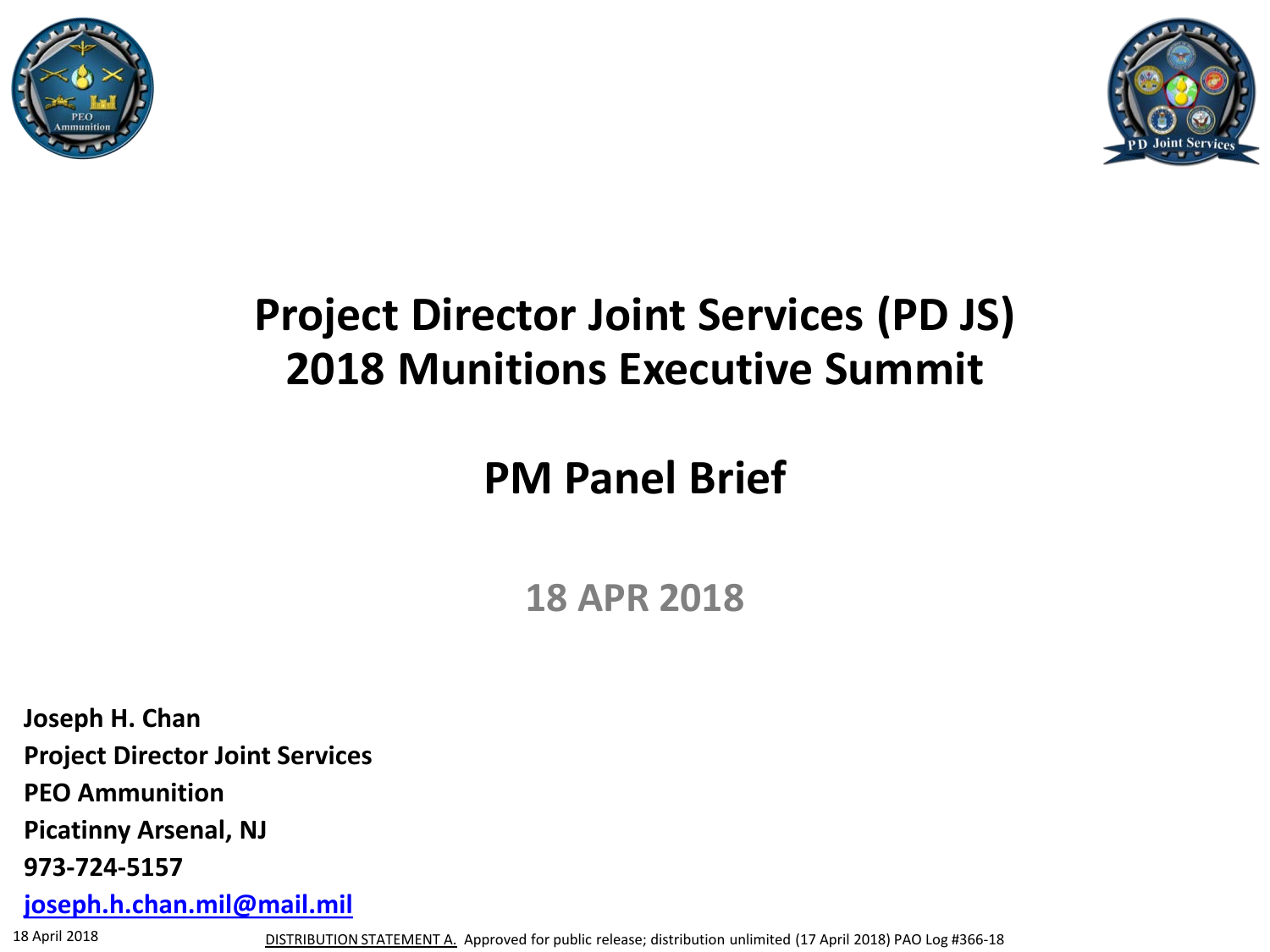# Project Director Joint Services (PD JS)
# 2018 Munitions Executive Summit

## PM Panel Brief

**18 APR 2018**

**Joseph H. Chan**
**Project Director Joint Services**
**PEO Ammunition**
**Picatinny Arsenal, NJ**
**973-724-5157**
**joseph.h.chan.mil@mail.mil**

18 April 2018

DISTRIBUTION STATEMENT A. Approved for public release; distribution unlimited (17 April 2018) PAO Log #366-18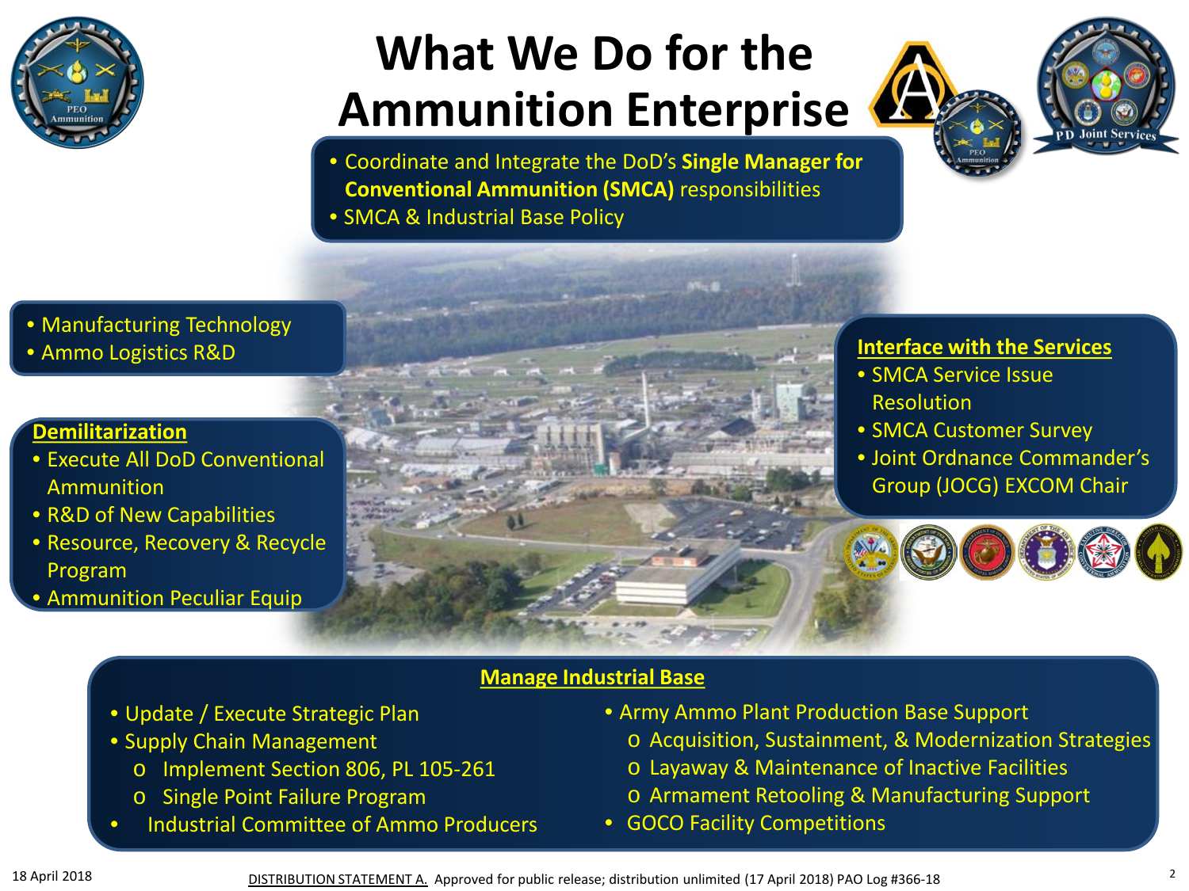# What We Do for the Ammunition Enterprise

- Coordinate and Integrate the DoD's **Single Manager for Conventional Ammunition (SMCA)** responsibilities
- SMCA & Industrial Base Policy

- Manufacturing Technology
- Ammo Logistics R&D

**Demilitarization**
- Execute All DoD Conventional Ammunition
- R&D of New Capabilities
- Resource, Recovery & Recycle Program
- Ammunition Peculiar Equip

**Interface with the Services**
- SMCA Service Issue Resolution
- SMCA Customer Survey
- Joint Ordnance Commander's Group (JOCG) EXCOM Chair

**Manage Industrial Base**
- Update / Execute Strategic Plan
- Supply Chain Management
  - Implement Section 806, PL 105-261
  - Single Point Failure Program
- Industrial Committee of Ammo Producers
- Army Ammo Plant Production Base Support
  - Acquisition, Sustainment, & Modernization Strategies
  - Layaway & Maintenance of Inactive Facilities
  - Armament Retooling & Manufacturing Support
- GOCO Facility Competitions

18 April 2018

DISTRIBUTION STATEMENT A. Approved for public release; distribution unlimited (17 April 2018) PAO Log #366-18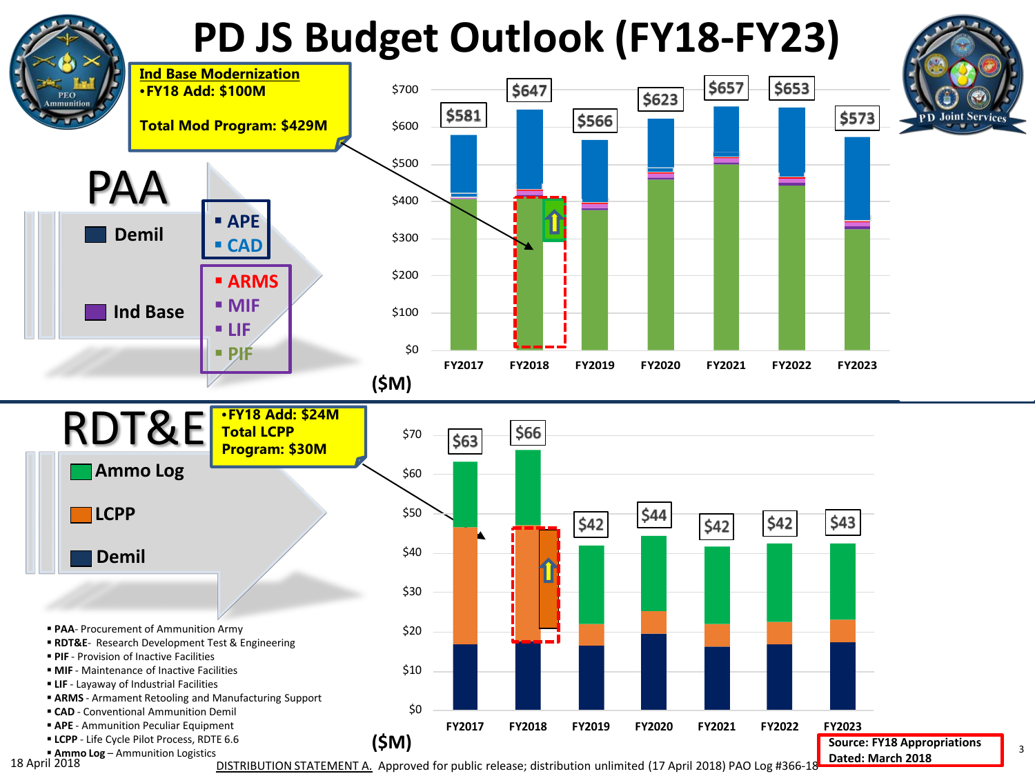# PD JS Budget Outlook (FY18-FY23)

**Ind Base Modernization**
- **FY18 Add: $100M**

**Total Mod Program: $429M**

## PAA

- Demil
  - APE
  - CAD
- Ind Base
  - ARMS
  - MIF
  - LIF
  - PIF

| | FY2017 | FY2018 | FY2019 | FY2020 | FY2021 | FY2022 | FY2023 |
|---|---|---|---|---|---|---|---|
| Total ($M) | $581 | $647 | $566 | $623 | $657 | $653 | $573 |

($M)

**FY18 Add: $24M**
**Total LCPP Program: $30M**

## RDT&E

- Ammo Log
- LCPP
- Demil

| | FY2017 | FY2018 | FY2019 | FY2020 | FY2021 | FY2022 | FY2023 |
|---|---|---|---|---|---|---|---|
| Total ($M) | $63 | $66 | $42 | $44 | $42 | $42 | $43 |

($M)

- **PAA**- Procurement of Ammunition Army
- **RDT&E**- Research Development Test & Engineering
- **PIF** - Provision of Inactive Facilities
- **MIF** - Maintenance of Inactive Facilities
- **LIF** - Layaway of Industrial Facilities
- **ARMS** - Armament Retooling and Manufacturing Support
- **CAD** - Conventional Ammunition Demil
- **APE** - Ammunition Peculiar Equipment
- **LCPP** - Life Cycle Pilot Process, RDTE 6.6
- **Ammo Log** – Ammunition Logistics

**Source: FY18 Appropriations**
**Dated: March 2018**

18 April 2018

DISTRIBUTION STATEMENT A. Approved for public release; distribution unlimited (17 April 2018) PAO Log #366-18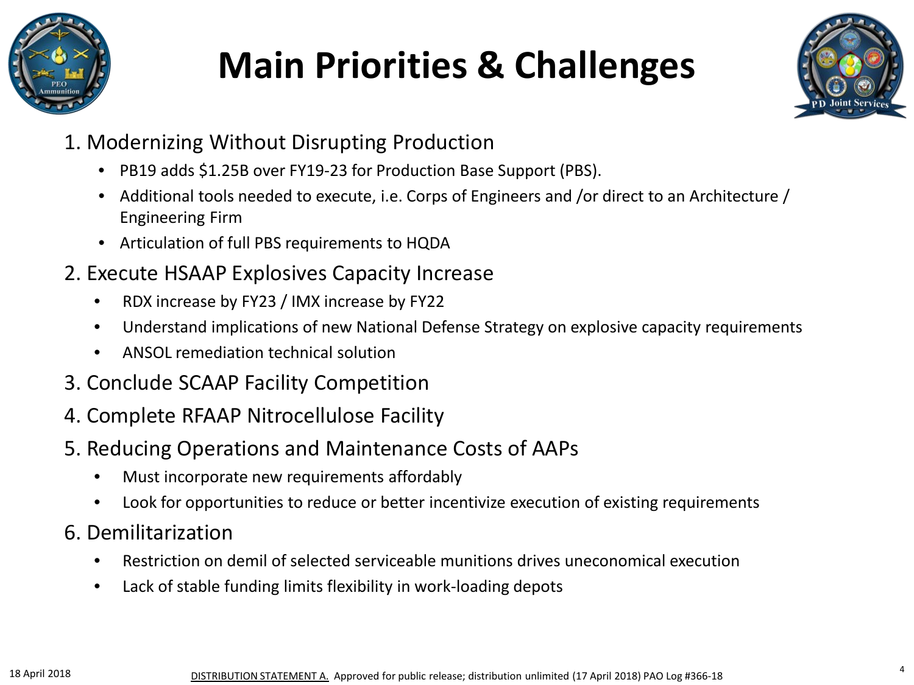# Main Priorities & Challenges

1. Modernizing Without Disrupting Production
   - PB19 adds $1.25B over FY19-23 for Production Base Support (PBS).
   - Additional tools needed to execute, i.e. Corps of Engineers and /or direct to an Architecture / Engineering Firm
   - Articulation of full PBS requirements to HQDA
2. Execute HSAAP Explosives Capacity Increase
   - RDX increase by FY23 / IMX increase by FY22
   - Understand implications of new National Defense Strategy on explosive capacity requirements
   - ANSOL remediation technical solution
3. Conclude SCAAP Facility Competition
4. Complete RFAAP Nitrocellulose Facility
5. Reducing Operations and Maintenance Costs of AAPs
   - Must incorporate new requirements affordably
   - Look for opportunities to reduce or better incentivize execution of existing requirements
6. Demilitarization
   - Restriction on demil of selected serviceable munitions drives uneconomical execution
   - Lack of stable funding limits flexibility in work-loading depots

18 April 2018

DISTRIBUTION STATEMENT A. Approved for public release; distribution unlimited (17 April 2018) PAO Log #366-18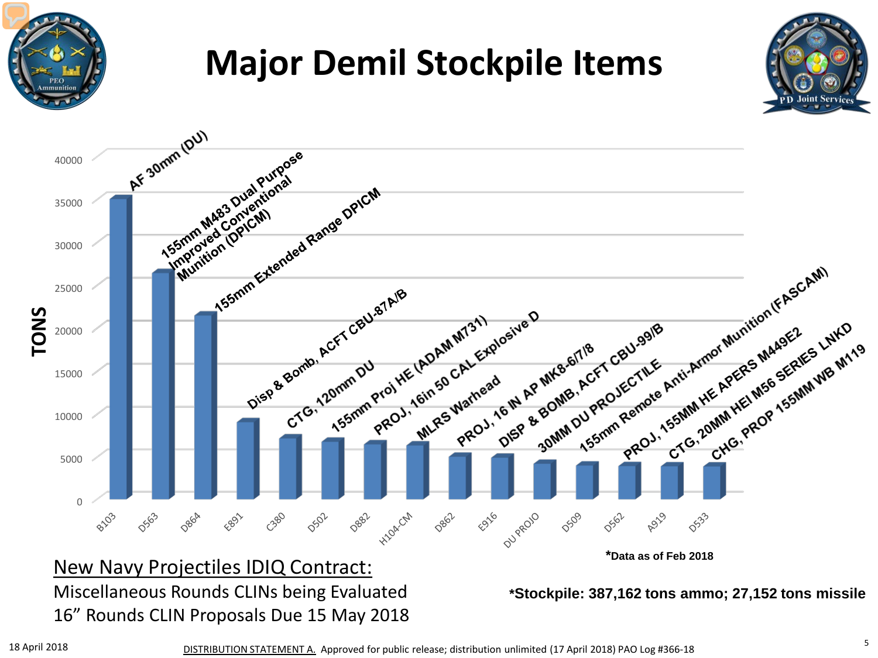# Major Demil Stockpile Items

| DODIC | Item | Tons (approx.) |
|---|---|---|
| B103 | AF 30mm (DU) | 35000 |
| D563 | 155mm M483 Dual Purpose Improved Conventional Munition (DPICM) | 26500 |
| D864 | 155mm Extended Range DPICM | 21500 |
| E891 | Disp & Bomb, ACFT CBU-87A/B | 9000 |
| C380 | CTG, 120mm DU | 7000 |
| D502 | 155mm Proj HE (ADAM M731) | 6800 |
| D882 | PROJ, 16in 50 CAL Explosive D | 6500 |
| H104-CM | MLRS Warhead | 6300 |
| D862 | PROJ, 16 IN AP MK8-6/7/8 | 5000 |
| E916 | DISP & BOMB, ACFT CBU-99/B | 4900 |
| DU PROJO | 30MM DU PROJECTILE | 4200 |
| D509 | 155mm Remote Anti-Armor Munition (FASCAM) | 4000 |
| D562 | PROJ, 155MM HE APERS M449E2 | 3900 |
| A919 | CTG, 20MM HEI M56 SERIES LNKD | 3900 |
| D533 | CHG, PROP 155MM WB M119 | 3900 |

*Data as of Feb 2018

*Stockpile: 387,162 tons ammo; 27,152 tons missile

## New Navy Projectiles IDIQ Contract:

Miscellaneous Rounds CLINs being Evaluated

16" Rounds CLIN Proposals Due 15 May 2018

18 April 2018

DISTRIBUTION STATEMENT A. Approved for public release; distribution unlimited (17 April 2018) PAO Log #366-18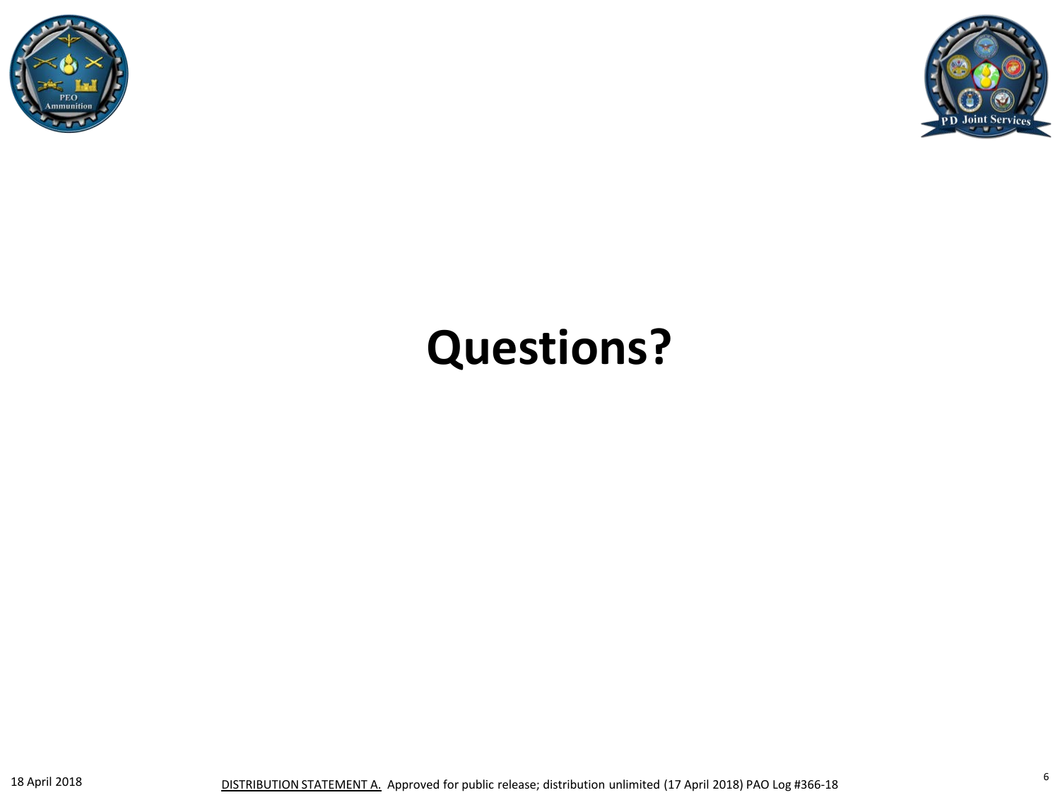# Questions?

18 April 2018

DISTRIBUTION STATEMENT A. Approved for public release; distribution unlimited (17 April 2018) PAO Log #366-18